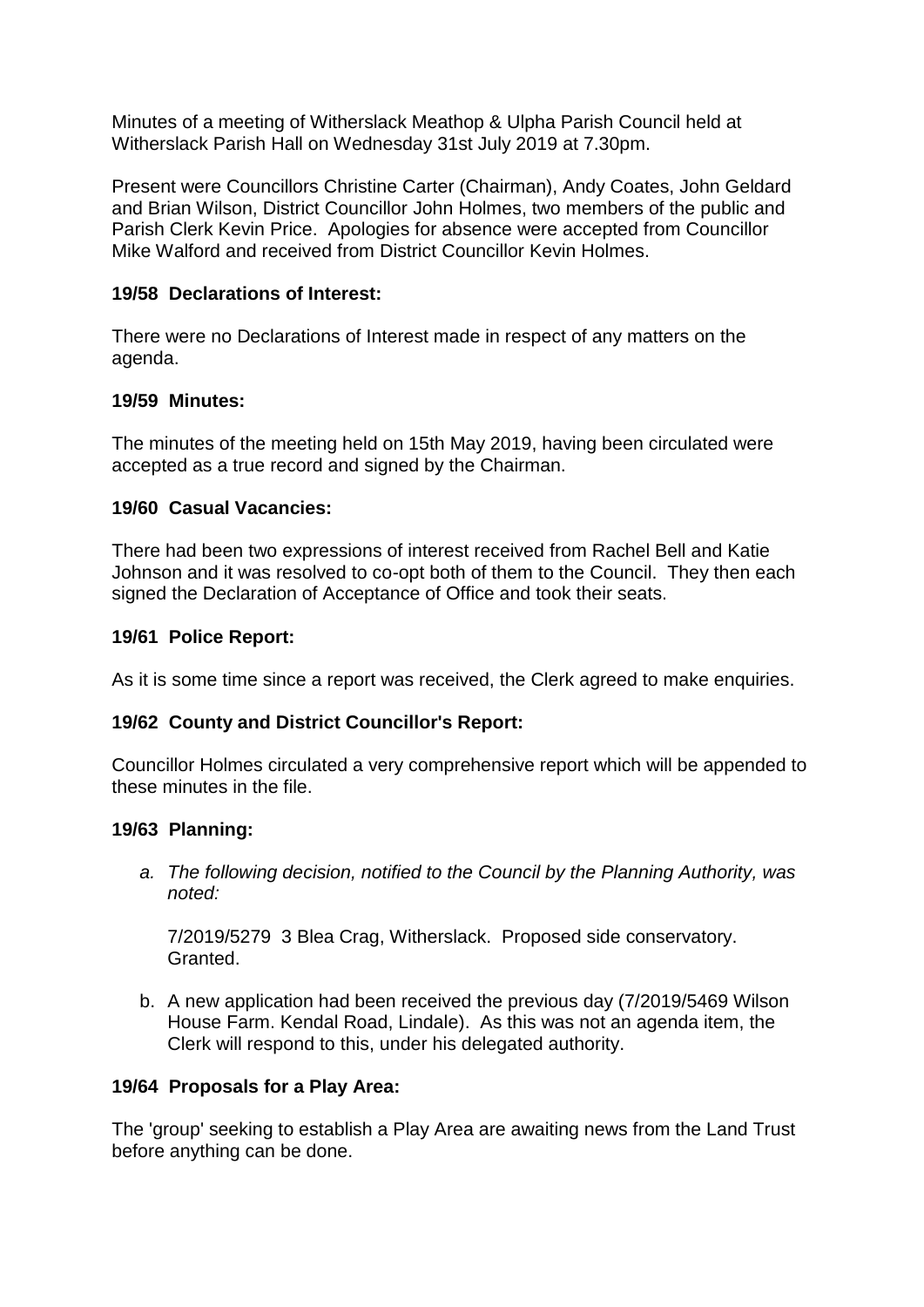Minutes of a meeting of Witherslack Meathop & Ulpha Parish Council held at Witherslack Parish Hall on Wednesday 31st July 2019 at 7.30pm.

Present were Councillors Christine Carter (Chairman), Andy Coates, John Geldard and Brian Wilson, District Councillor John Holmes, two members of the public and Parish Clerk Kevin Price. Apologies for absence were accepted from Councillor Mike Walford and received from District Councillor Kevin Holmes.

**19/58 Declarations of Interest:**

There were no Declarations of Interest made in respect of any matters on the agenda.

**19/59 Minutes:**

The minutes of the meeting held on 15th May 2019, having been circulated were accepted as a true record and signed by the Chairman.

**19/60 Casual Vacancies:**

There had been two expressions of interest received from Rachel Bell and Katie Johnson and it was resolved to co-opt both of them to the Council. They then each signed the Declaration of Acceptance of Office and took their seats.

**19/61 Police Report:**

As it is some time since a report was received, the Clerk agreed to make enquiries.

**19/62 County and District Councillor's Report:**

Councillor Holmes circulated a very comprehensive report which will be appended to these minutes in the file.

**19/63 Planning:**

a. *The following decision, notified to the Council by the Planning Authority, was noted:*

   7/2019/5279 3 Blea Crag, Witherslack. Proposed side conservatory. Granted.

b. A new application had been received the previous day (7/2019/5469 Wilson House Farm. Kendal Road, Lindale). As this was not an agenda item, the Clerk will respond to this, under his delegated authority.

**19/64 Proposals for a Play Area:**

The 'group' seeking to establish a Play Area are awaiting news from the Land Trust before anything can be done.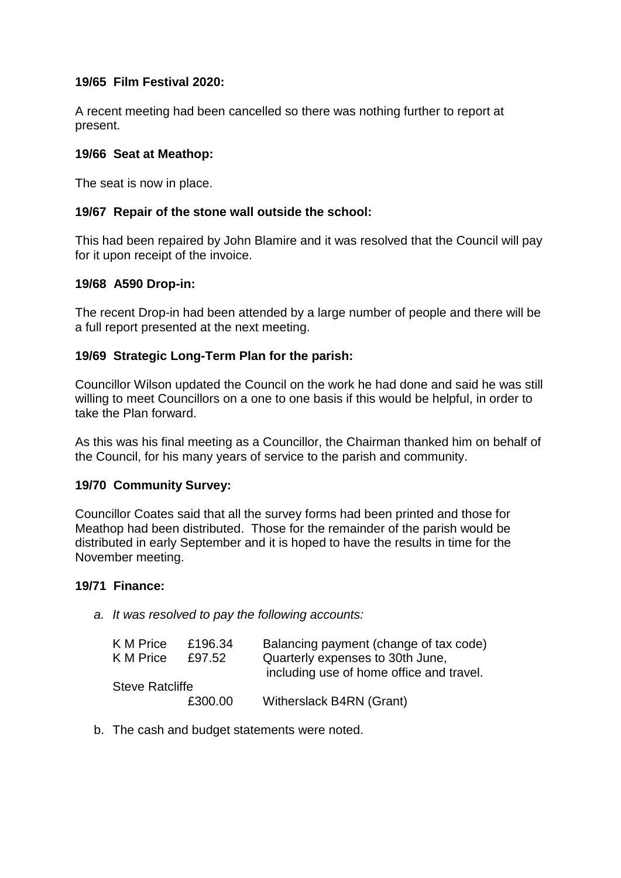**19/65 Film Festival 2020:**

A recent meeting had been cancelled so there was nothing further to report at present.

**19/66 Seat at Meathop:**

The seat is now in place.

**19/67 Repair of the stone wall outside the school:**

This had been repaired by John Blamire and it was resolved that the Council will pay for it upon receipt of the invoice.

**19/68 A590 Drop-in:**

The recent Drop-in had been attended by a large number of people and there will be a full report presented at the next meeting.

**19/69 Strategic Long-Term Plan for the parish:**

Councillor Wilson updated the Council on the work he had done and said he was still willing to meet Councillors on a one to one basis if this would be helpful, in order to take the Plan forward.

As this was his final meeting as a Councillor, the Chairman thanked him on behalf of the Council, for his many years of service to the parish and community.

**19/70 Community Survey:**

Councillor Coates said that all the survey forms had been printed and those for Meathop had been distributed. Those for the remainder of the parish would be distributed in early September and it is hoped to have the results in time for the November meeting.

**19/71 Finance:**

a. *It was resolved to pay the following accounts:*

| | | |
|---|---|---|
| K M Price | £196.34 | Balancing payment (change of tax code) |
| K M Price | £97.52 | Quarterly expenses to 30th June, including use of home office and travel. |
| Steve Ratcliffe | £300.00 | Witherslack B4RN (Grant) |

b. The cash and budget statements were noted.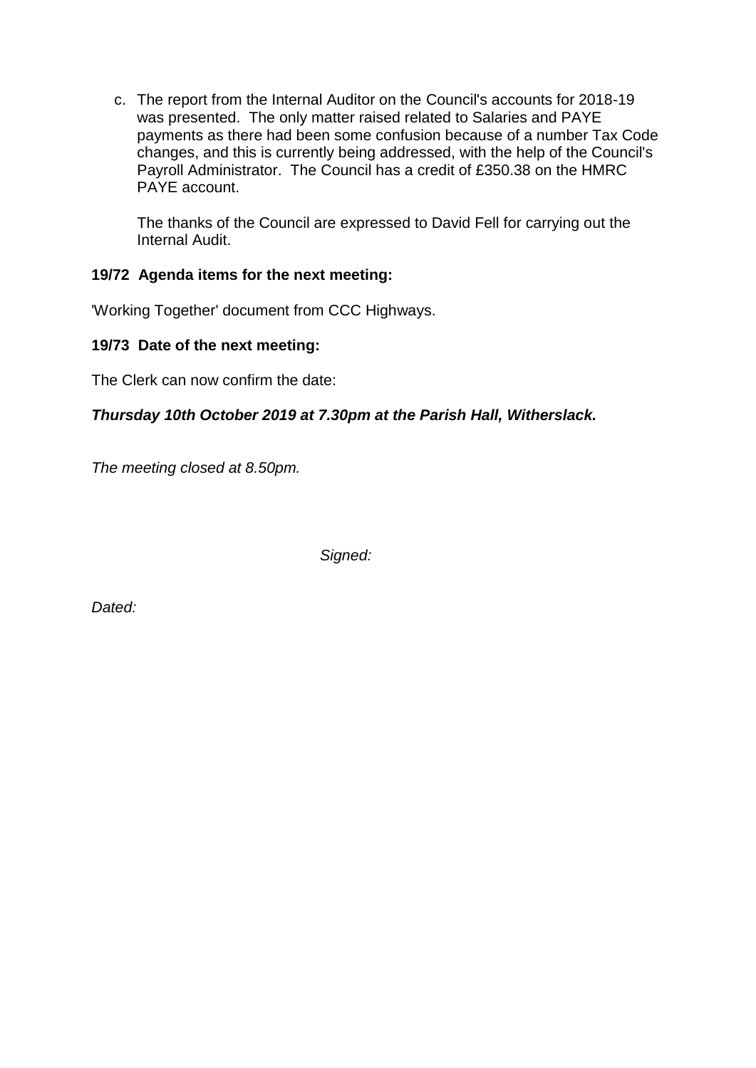c. The report from the Internal Auditor on the Council's accounts for 2018-19 was presented. The only matter raised related to Salaries and PAYE payments as there had been some confusion because of a number Tax Code changes, and this is currently being addressed, with the help of the Council's Payroll Administrator. The Council has a credit of £350.38 on the HMRC PAYE account.

   The thanks of the Council are expressed to David Fell for carrying out the Internal Audit.

**19/72 Agenda items for the next meeting:**

'Working Together' document from CCC Highways.

**19/73 Date of the next meeting:**

The Clerk can now confirm the date:

***Thursday 10th October 2019 at 7.30pm at the Parish Hall, Witherslack.***

*The meeting closed at 8.50pm.*

*Signed:*

*Dated:*